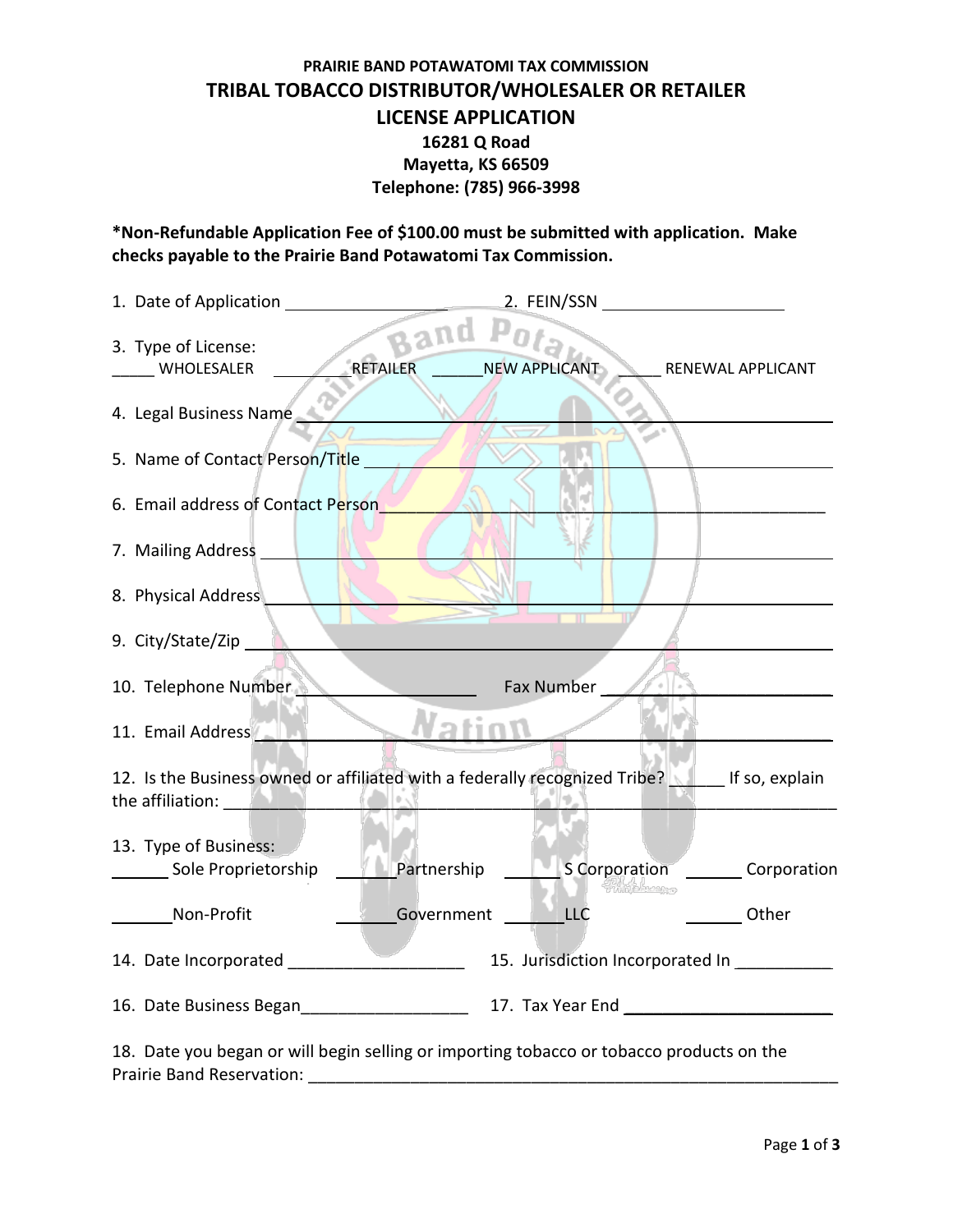**PRAIRIE BAND POTAWATOMI TAX COMMISSION**

# TRIBAL TOBACCO DISTRIBUTOR/WHOLESALER OR RETAILER LICENSE APPLICATION

**16281 Q Road**
**Mayetta, KS 66509**
**Telephone: (785) 966-3998**

**\*Non-Refundable Application Fee of $100.00 must be submitted with application. Make checks payable to the Prairie Band Potawatomi Tax Commission.**

1. Date of Application ____________________ 2. FEIN/SSN ____________________

3. Type of License:
_____ WHOLESALER _________ RETAILER ______ NEW APPLICANT _____ RENEWAL APPLICANT

4. Legal Business Name ________________________________________________

5. Name of Contact Person/Title ________________________________________________

6. Email address of Contact Person ________________________________________________

7. Mailing Address ________________________________________________

8. Physical Address ________________________________________________

9. City/State/Zip ________________________________________________

10. Telephone Number ____________________ Fax Number ____________________

11. Email Address ________________________________________________

12. Is the Business owned or affiliated with a federally recognized Tribe? ______ If so, explain the affiliation: ________________________________________________

13. Type of Business:
______ Sole Proprietorship ______ Partnership ______ S Corporation ______ Corporation

______ Non-Profit ______ Government ______ LLC ______ Other

14. Date Incorporated ____________________ 15. Jurisdiction Incorporated In ___________

16. Date Business Began____________________ 17. Tax Year End ________________________

18. Date you began or will begin selling or importing tobacco or tobacco products on the Prairie Band Reservation: ________________________________________________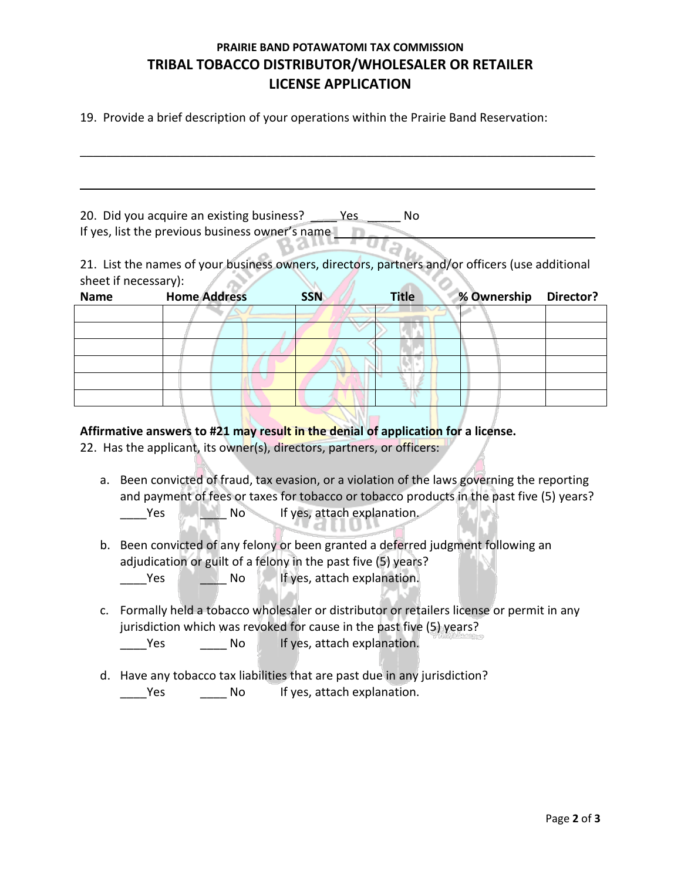## PRAIRIE BAND POTAWATOMI TAX COMMISSION

# TRIBAL TOBACCO DISTRIBUTOR/WHOLESALER OR RETAILER LICENSE APPLICATION

19. Provide a brief description of your operations within the Prairie Band Reservation:

_______________________________________________________________________________

_______________________________________________________________________________

20. Did you acquire an existing business? ____ Yes _____ No
If yes, list the previous business owner's name ______________________________________

21. List the names of your business owners, directors, partners and/or officers (use additional sheet if necessary):

| Name | Home Address | SSN | Title | % Ownership | Director? |
|---|---|---|---|---|---|
| | | | | | |
| | | | | | |
| | | | | | |
| | | | | | |
| | | | | | |
| | | | | | |

**Affirmative answers to #21 may result in the denial of application for a license.**

22. Has the applicant, its owner(s), directors, partners, or officers:

a. Been convicted of fraud, tax evasion, or a violation of the laws governing the reporting and payment of fees or taxes for tobacco or tobacco products in the past five (5) years?
____Yes ____ No If yes, attach explanation.

b. Been convicted of any felony or been granted a deferred judgment following an adjudication or guilt of a felony in the past five (5) years?
____Yes ____ No If yes, attach explanation.

c. Formally held a tobacco wholesaler or distributor or retailers license or permit in any jurisdiction which was revoked for cause in the past five (5) years?
____Yes ____ No If yes, attach explanation.

d. Have any tobacco tax liabilities that are past due in any jurisdiction?
____Yes ____ No If yes, attach explanation.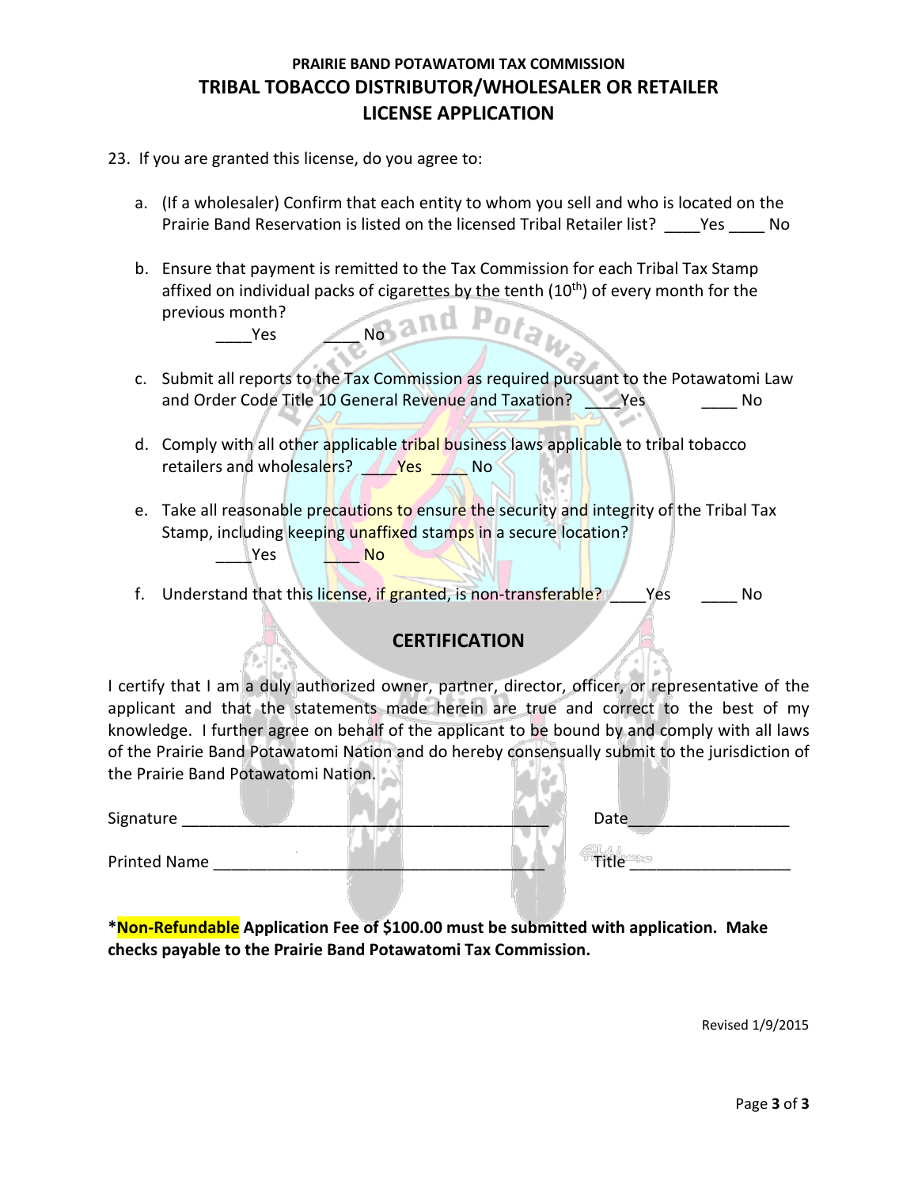PRAIRIE BAND POTAWATOMI TAX COMMISSION

# TRIBAL TOBACCO DISTRIBUTOR/WHOLESALER OR RETAILER LICENSE APPLICATION

23. If you are granted this license, do you agree to:

   a. (If a wholesaler) Confirm that each entity to whom you sell and who is located on the Prairie Band Reservation is listed on the licensed Tribal Retailer list? ____Yes ____ No

   b. Ensure that payment is remitted to the Tax Commission for each Tribal Tax Stamp affixed on individual packs of cigarettes by the tenth (10th) of every month for the previous month?
   ____Yes ____ No

   c. Submit all reports to the Tax Commission as required pursuant to the Potawatomi Law and Order Code Title 10 General Revenue and Taxation? ____Yes ____ No

   d. Comply with all other applicable tribal business laws applicable to tribal tobacco retailers and wholesalers? ____Yes ____ No

   e. Take all reasonable precautions to ensure the security and integrity of the Tribal Tax Stamp, including keeping unaffixed stamps in a secure location?
   ____Yes ____ No

   f. Understand that this license, if granted, is non-transferable? ____Yes ____ No

## CERTIFICATION

I certify that I am a duly authorized owner, partner, director, officer, or representative of the applicant and that the statements made herein are true and correct to the best of my knowledge. I further agree on behalf of the applicant to be bound by and comply with all laws of the Prairie Band Potawatomi Nation and do hereby consensually submit to the jurisdiction of the Prairie Band Potawatomi Nation.

Signature ____________________________________________ Date__________________

Printed Name _______________________________________ Title __________________

***Non-Refundable Application Fee of $100.00 must be submitted with application. Make checks payable to the Prairie Band Potawatomi Tax Commission.**

Revised 1/9/2015